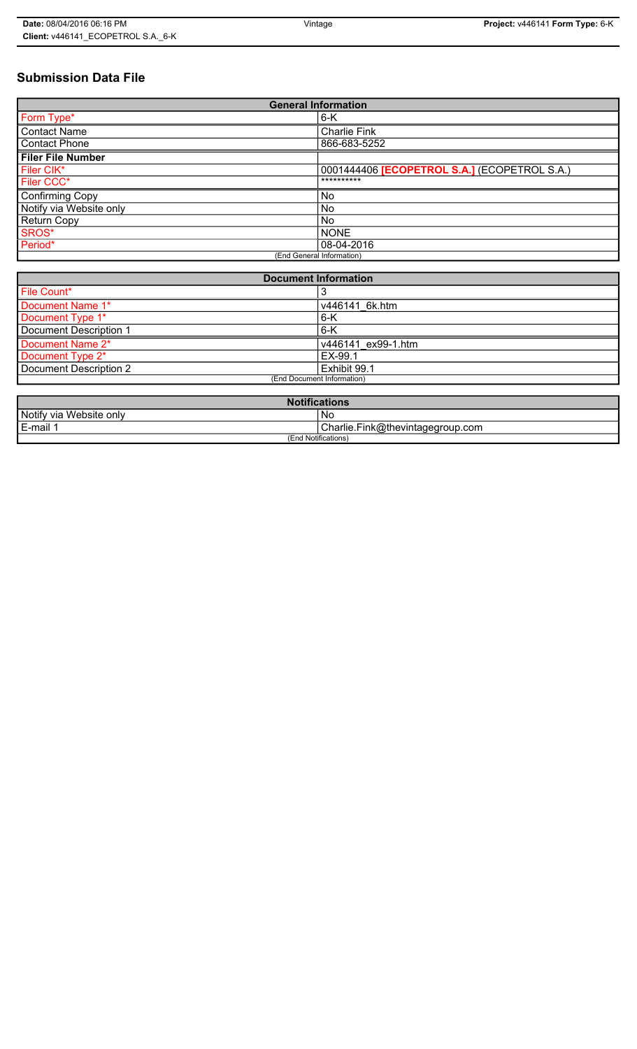# Submission Data File

| General Information | |
|---|---|
| Form Type* | 6-K |
| Contact Name | Charlie Fink |
| Contact Phone | 866-683-5252 |
| **Filer File Number** | |
| Filer CIK* | 0001444406 **[ECOPETROL S.A.]** (ECOPETROL S.A.) |
| Filer CCC* | ********** |
| Confirming Copy | No |
| Notify via Website only | No |
| Return Copy | No |
| SROS* | NONE |
| Period* | 08-04-2016 |
| (End General Information) | |

| Document Information | |
|---|---|
| File Count* | 3 |
| Document Name 1* | v446141_6k.htm |
| Document Type 1* | 6-K |
| Document Description 1 | 6-K |
| Document Name 2* | v446141_ex99-1.htm |
| Document Type 2* | EX-99.1 |
| Document Description 2 | Exhibit 99.1 |
| (End Document Information) | |

| Notifications | |
|---|---|
| Notify via Website only | No |
| E-mail 1 | Charlie.Fink@thevintagegroup.com |
| (End Notifications) | |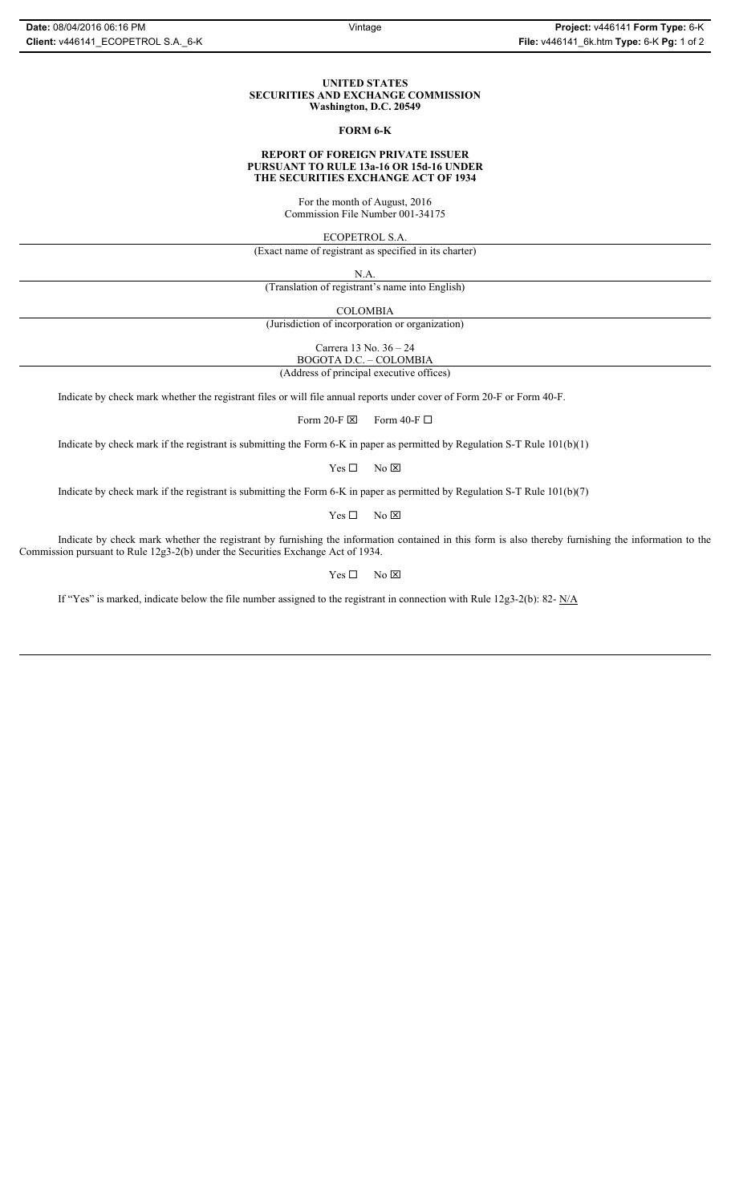**UNITED STATES**
**SECURITIES AND EXCHANGE COMMISSION**
**Washington, D.C. 20549**

**FORM 6-K**

**REPORT OF FOREIGN PRIVATE ISSUER**
**PURSUANT TO RULE 13a-16 OR 15d-16 UNDER**
**THE SECURITIES EXCHANGE ACT OF 1934**

For the month of August, 2016
Commission File Number 001-34175

ECOPETROL S.A.

(Exact name of registrant as specified in its charter)

N.A.

(Translation of registrant's name into English)

COLOMBIA

(Jurisdiction of incorporation or organization)

Carrera 13 No. 36 – 24
BOGOTA D.C. – COLOMBIA

(Address of principal executive offices)

Indicate by check mark whether the registrant files or will file annual reports under cover of Form 20-F or Form 40-F.

Form 20-F ☒ Form 40-F ☐

Indicate by check mark if the registrant is submitting the Form 6-K in paper as permitted by Regulation S-T Rule 101(b)(1)

Yes ☐ No ☒

Indicate by check mark if the registrant is submitting the Form 6-K in paper as permitted by Regulation S-T Rule 101(b)(7)

Yes ☐ No ☒

Indicate by check mark whether the registrant by furnishing the information contained in this form is also thereby furnishing the information to the Commission pursuant to Rule 12g3-2(b) under the Securities Exchange Act of 1934.

Yes ☐ No ☒

If "Yes" is marked, indicate below the file number assigned to the registrant in connection with Rule 12g3-2(b): 82- N/A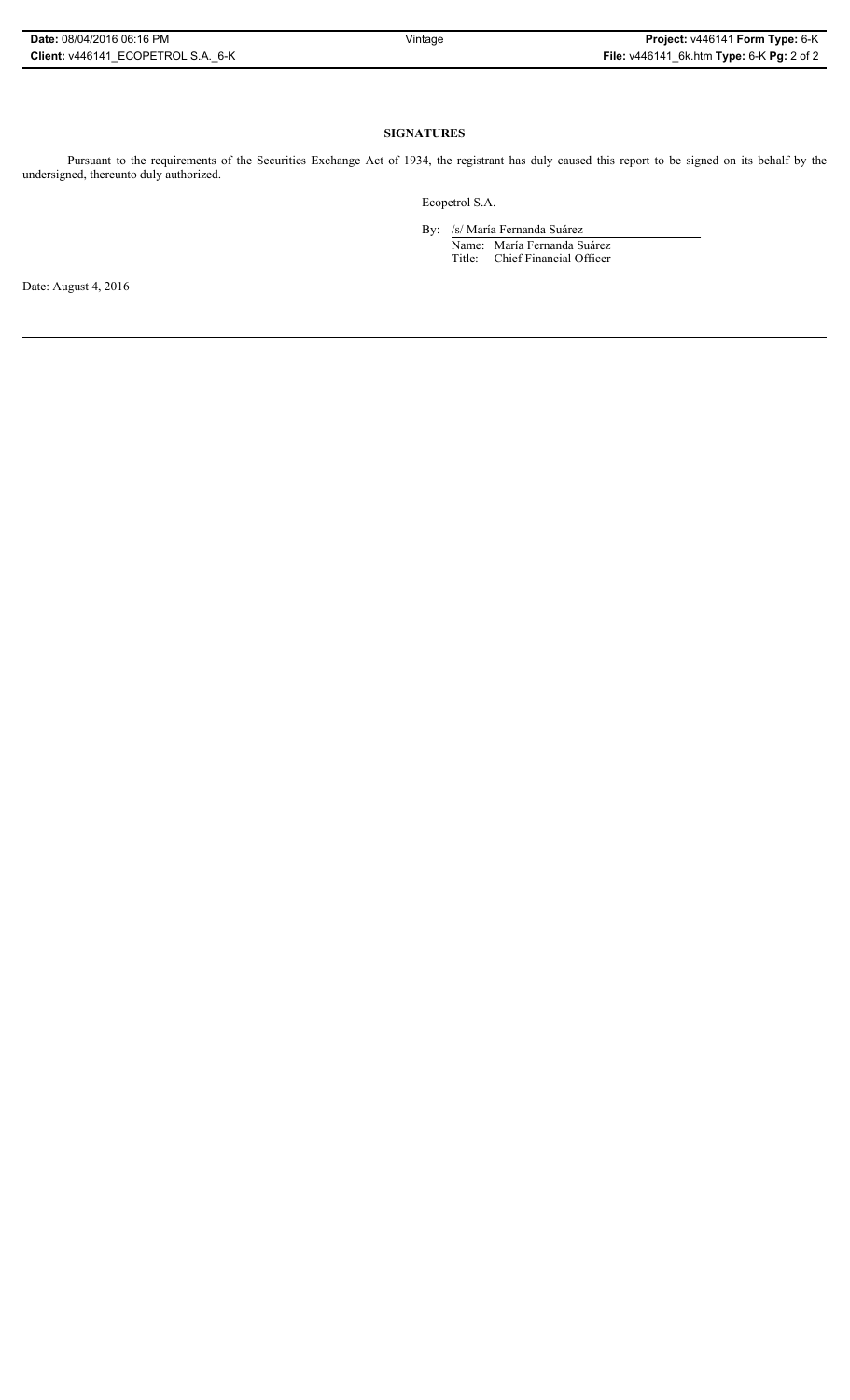**SIGNATURES**

Pursuant to the requirements of the Securities Exchange Act of 1934, the registrant has duly caused this report to be signed on its behalf by the undersigned, thereunto duly authorized.

Ecopetrol S.A.

By: /s/ María Fernanda Suárez

Name: María Fernanda Suárez

Title: Chief Financial Officer

Date: August 4, 2016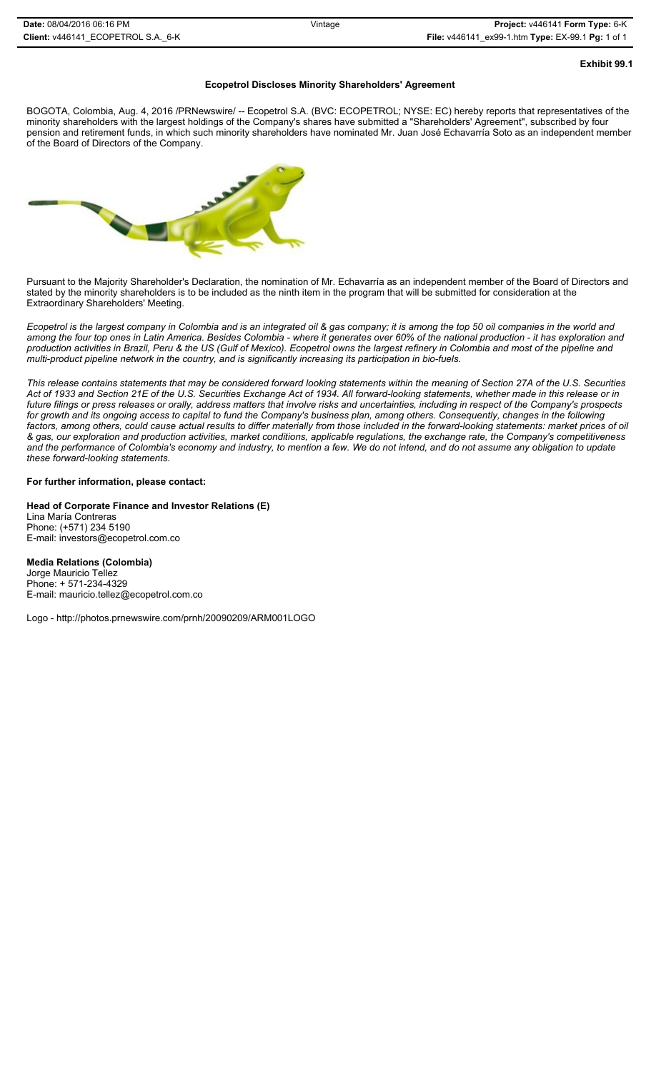**Exhibit 99.1**

**Ecopetrol Discloses Minority Shareholders' Agreement**

BOGOTA, Colombia, Aug. 4, 2016 /PRNewswire/ -- Ecopetrol S.A. (BVC: ECOPETROL; NYSE: EC) hereby reports that representatives of the minority shareholders with the largest holdings of the Company's shares have submitted a "Shareholders' Agreement", subscribed by four pension and retirement funds, in which such minority shareholders have nominated Mr. Juan José Echavarría Soto as an independent member of the Board of Directors of the Company.

Pursuant to the Majority Shareholder's Declaration, the nomination of Mr. Echavarría as an independent member of the Board of Directors and stated by the minority shareholders is to be included as the ninth item in the program that will be submitted for consideration at the Extraordinary Shareholders' Meeting.

*Ecopetrol is the largest company in Colombia and is an integrated oil & gas company; it is among the top 50 oil companies in the world and among the four top ones in Latin America. Besides Colombia - where it generates over 60% of the national production - it has exploration and production activities in Brazil, Peru & the US (Gulf of Mexico). Ecopetrol owns the largest refinery in Colombia and most of the pipeline and multi-product pipeline network in the country, and is significantly increasing its participation in bio-fuels.*

*This release contains statements that may be considered forward looking statements within the meaning of Section 27A of the U.S. Securities Act of 1933 and Section 21E of the U.S. Securities Exchange Act of 1934. All forward-looking statements, whether made in this release or in future filings or press releases or orally, address matters that involve risks and uncertainties, including in respect of the Company's prospects for growth and its ongoing access to capital to fund the Company's business plan, among others. Consequently, changes in the following factors, among others, could cause actual results to differ materially from those included in the forward-looking statements: market prices of oil & gas, our exploration and production activities, market conditions, applicable regulations, the exchange rate, the Company's competitiveness and the performance of Colombia's economy and industry, to mention a few. We do not intend, and do not assume any obligation to update these forward-looking statements.*

**For further information, please contact:**

**Head of Corporate Finance and Investor Relations (E)**
Lina María Contreras
Phone: (+571) 234 5190
E-mail: investors@ecopetrol.com.co

**Media Relations (Colombia)**
Jorge Mauricio Tellez
Phone: + 571-234-4329
E-mail: mauricio.tellez@ecopetrol.com.co

Logo - http://photos.prnewswire.com/prnh/20090209/ARM001LOGO